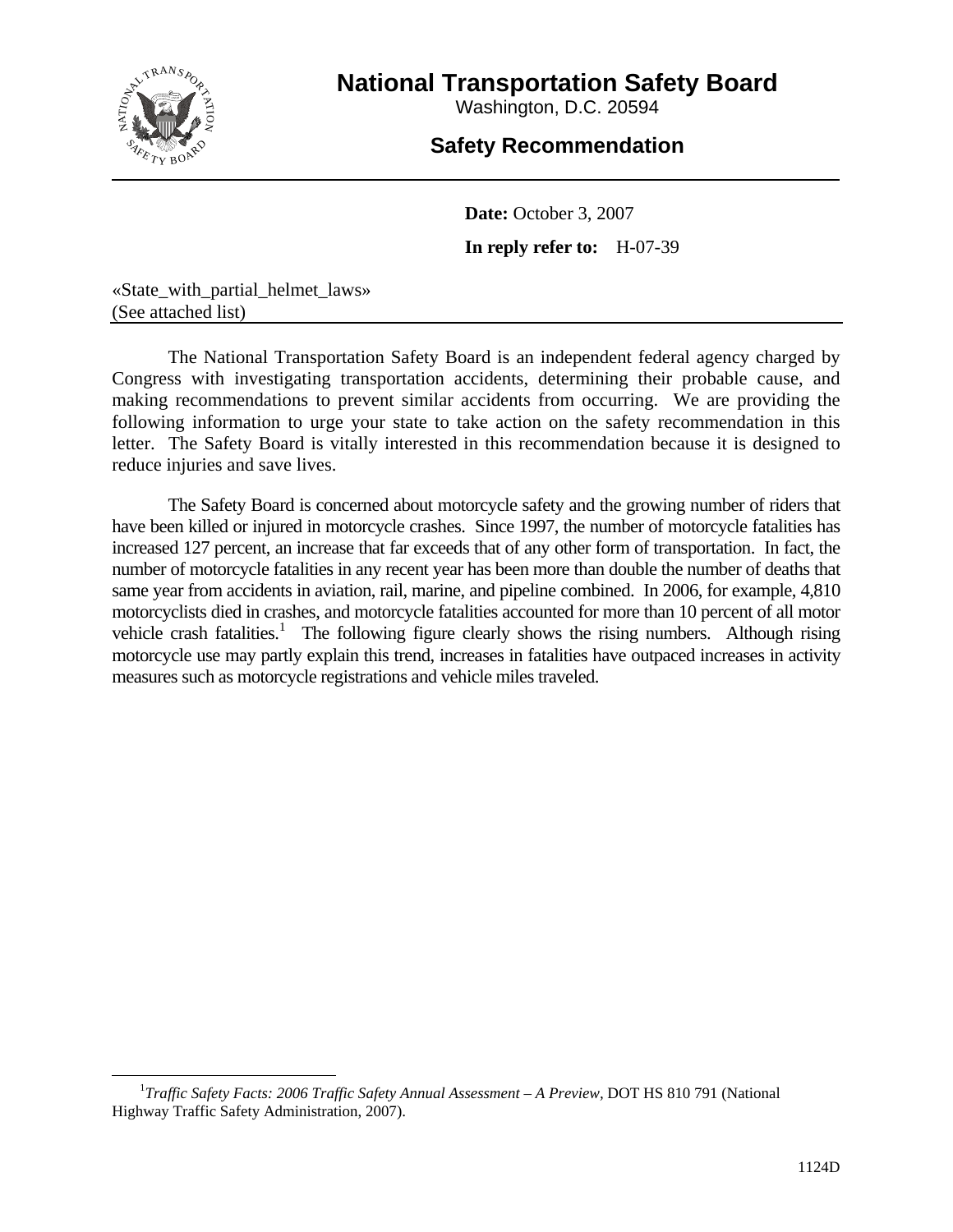# National Transportation Safety Board

Washington, D.C. 20594

## Safety Recommendation

**Date:** October 3, 2007

**In reply refer to:** H-07-39

«State_with_partial_helmet_laws»
(See attached list)

The National Transportation Safety Board is an independent federal agency charged by Congress with investigating transportation accidents, determining their probable cause, and making recommendations to prevent similar accidents from occurring. We are providing the following information to urge your state to take action on the safety recommendation in this letter. The Safety Board is vitally interested in this recommendation because it is designed to reduce injuries and save lives.

The Safety Board is concerned about motorcycle safety and the growing number of riders that have been killed or injured in motorcycle crashes. Since 1997, the number of motorcycle fatalities has increased 127 percent, an increase that far exceeds that of any other form of transportation. In fact, the number of motorcycle fatalities in any recent year has been more than double the number of deaths that same year from accidents in aviation, rail, marine, and pipeline combined. In 2006, for example, 4,810 motorcyclists died in crashes, and motorcycle fatalities accounted for more than 10 percent of all motor vehicle crash fatalities.[1] The following figure clearly shows the rising numbers. Although rising motorcycle use may partly explain this trend, increases in fatalities have outpaced increases in activity measures such as motorcycle registrations and vehicle miles traveled.

[1] *Traffic Safety Facts: 2006 Traffic Safety Annual Assessment – A Preview,* DOT HS 810 791 (National Highway Traffic Safety Administration, 2007).

1124D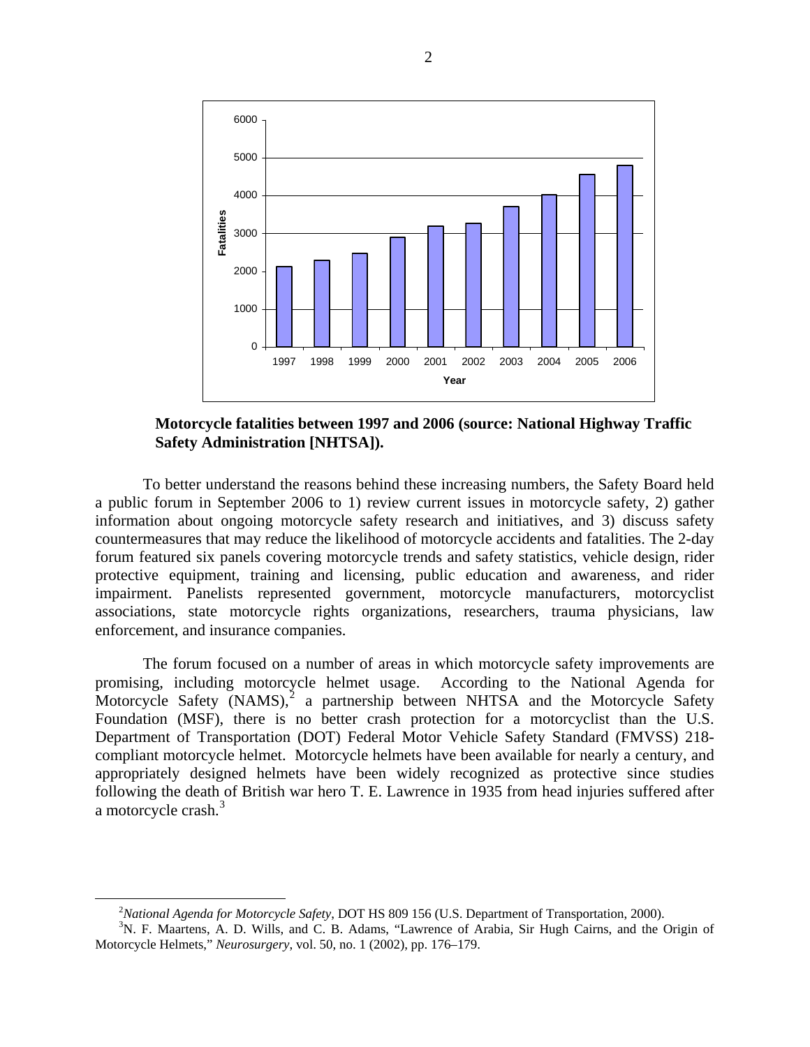**Motorcycle fatalities between 1997 and 2006 (source: National Highway Traffic Safety Administration [NHTSA]).**

To better understand the reasons behind these increasing numbers, the Safety Board held a public forum in September 2006 to 1) review current issues in motorcycle safety, 2) gather information about ongoing motorcycle safety research and initiatives, and 3) discuss safety countermeasures that may reduce the likelihood of motorcycle accidents and fatalities. The 2-day forum featured six panels covering motorcycle trends and safety statistics, vehicle design, rider protective equipment, training and licensing, public education and awareness, and rider impairment. Panelists represented government, motorcycle manufacturers, motorcyclist associations, state motorcycle rights organizations, researchers, trauma physicians, law enforcement, and insurance companies.

The forum focused on a number of areas in which motorcycle safety improvements are promising, including motorcycle helmet usage. According to the National Agenda for Motorcycle Safety (NAMS),[2] a partnership between NHTSA and the Motorcycle Safety Foundation (MSF), there is no better crash protection for a motorcyclist than the U.S. Department of Transportation (DOT) Federal Motor Vehicle Safety Standard (FMVSS) 218-compliant motorcycle helmet. Motorcycle helmets have been available for nearly a century, and appropriately designed helmets have been widely recognized as protective since studies following the death of British war hero T. E. Lawrence in 1935 from head injuries suffered after a motorcycle crash.[3]

---

[2] *National Agenda for Motorcycle Safety*, DOT HS 809 156 (U.S. Department of Transportation, 2000).

[3] N. F. Maartens, A. D. Wills, and C. B. Adams, "Lawrence of Arabia, Sir Hugh Cairns, and the Origin of Motorcycle Helmets," *Neurosurgery*, vol. 50, no. 1 (2002), pp. 176–179.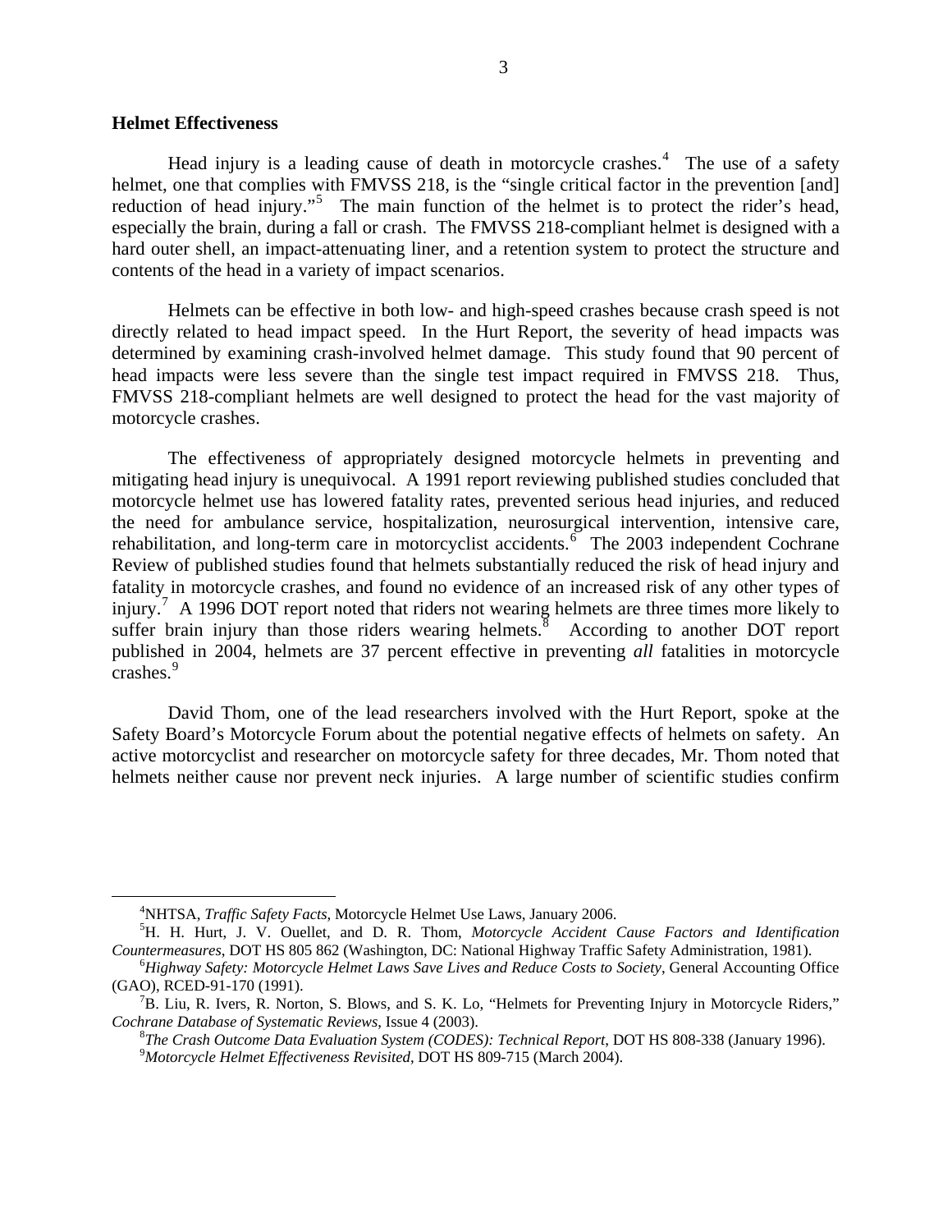## Helmet Effectiveness

Head injury is a leading cause of death in motorcycle crashes.[4] The use of a safety helmet, one that complies with FMVSS 218, is the "single critical factor in the prevention [and] reduction of head injury."[5] The main function of the helmet is to protect the rider's head, especially the brain, during a fall or crash. The FMVSS 218-compliant helmet is designed with a hard outer shell, an impact-attenuating liner, and a retention system to protect the structure and contents of the head in a variety of impact scenarios.

Helmets can be effective in both low- and high-speed crashes because crash speed is not directly related to head impact speed. In the Hurt Report, the severity of head impacts was determined by examining crash-involved helmet damage. This study found that 90 percent of head impacts were less severe than the single test impact required in FMVSS 218. Thus, FMVSS 218-compliant helmets are well designed to protect the head for the vast majority of motorcycle crashes.

The effectiveness of appropriately designed motorcycle helmets in preventing and mitigating head injury is unequivocal. A 1991 report reviewing published studies concluded that motorcycle helmet use has lowered fatality rates, prevented serious head injuries, and reduced the need for ambulance service, hospitalization, neurosurgical intervention, intensive care, rehabilitation, and long-term care in motorcyclist accidents.[6] The 2003 independent Cochrane Review of published studies found that helmets substantially reduced the risk of head injury and fatality in motorcycle crashes, and found no evidence of an increased risk of any other types of injury.[7] A 1996 DOT report noted that riders not wearing helmets are three times more likely to suffer brain injury than those riders wearing helmets.[8] According to another DOT report published in 2004, helmets are 37 percent effective in preventing *all* fatalities in motorcycle crashes.[9]

David Thom, one of the lead researchers involved with the Hurt Report, spoke at the Safety Board's Motorcycle Forum about the potential negative effects of helmets on safety. An active motorcyclist and researcher on motorcycle safety for three decades, Mr. Thom noted that helmets neither cause nor prevent neck injuries. A large number of scientific studies confirm

---

[4] NHTSA, *Traffic Safety Facts,* Motorcycle Helmet Use Laws, January 2006.

[5] H. H. Hurt, J. V. Ouellet, and D. R. Thom, *Motorcycle Accident Cause Factors and Identification Countermeasures*, DOT HS 805 862 (Washington, DC: National Highway Traffic Safety Administration, 1981).

[6] *Highway Safety: Motorcycle Helmet Laws Save Lives and Reduce Costs to Society*, General Accounting Office (GAO), RCED-91-170 (1991).

[7] B. Liu, R. Ivers, R. Norton, S. Blows, and S. K. Lo, "Helmets for Preventing Injury in Motorcycle Riders," *Cochrane Database of Systematic Reviews,* Issue 4 (2003).

[8] *The Crash Outcome Data Evaluation System (CODES): Technical Report*, DOT HS 808-338 (January 1996).

[9] *Motorcycle Helmet Effectiveness Revisited*, DOT HS 809-715 (March 2004).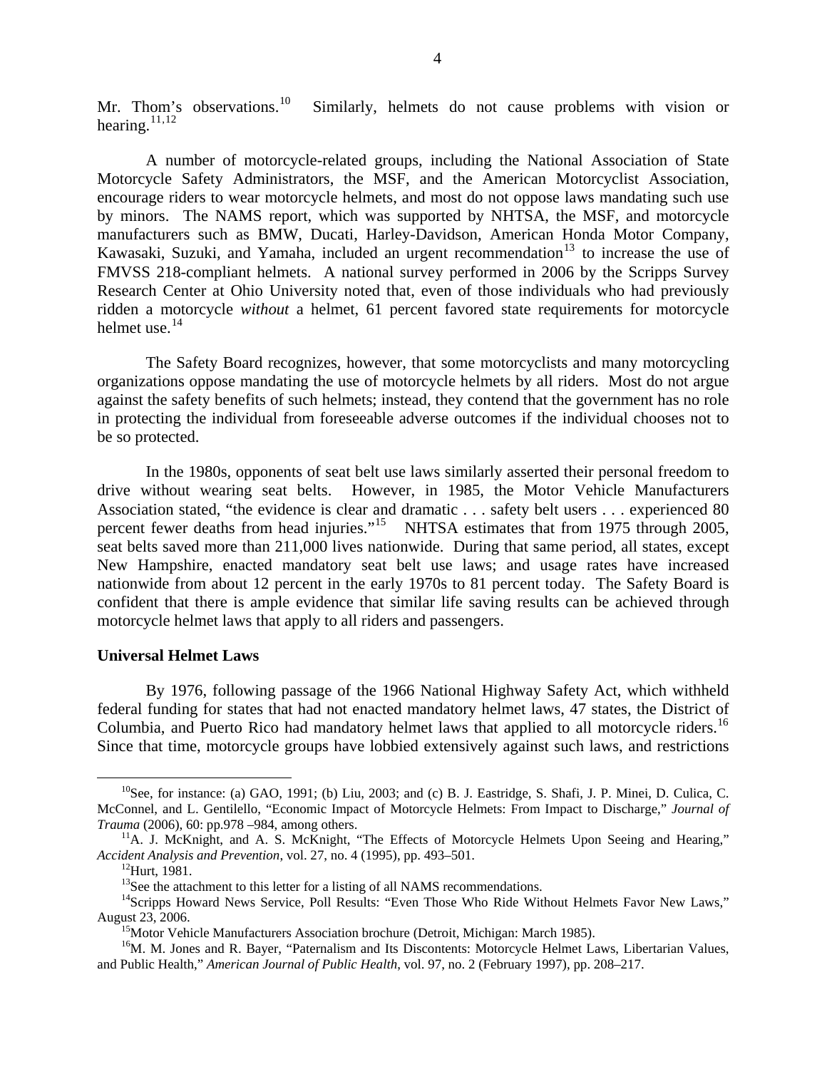Mr. Thom's observations.[10] Similarly, helmets do not cause problems with vision or hearing.[11,12]

A number of motorcycle-related groups, including the National Association of State Motorcycle Safety Administrators, the MSF, and the American Motorcyclist Association, encourage riders to wear motorcycle helmets, and most do not oppose laws mandating such use by minors. The NAMS report, which was supported by NHTSA, the MSF, and motorcycle manufacturers such as BMW, Ducati, Harley-Davidson, American Honda Motor Company, Kawasaki, Suzuki, and Yamaha, included an urgent recommendation[13] to increase the use of FMVSS 218-compliant helmets. A national survey performed in 2006 by the Scripps Survey Research Center at Ohio University noted that, even of those individuals who had previously ridden a motorcycle *without* a helmet, 61 percent favored state requirements for motorcycle helmet use.[14]

The Safety Board recognizes, however, that some motorcyclists and many motorcycling organizations oppose mandating the use of motorcycle helmets by all riders. Most do not argue against the safety benefits of such helmets; instead, they contend that the government has no role in protecting the individual from foreseeable adverse outcomes if the individual chooses not to be so protected.

In the 1980s, opponents of seat belt use laws similarly asserted their personal freedom to drive without wearing seat belts. However, in 1985, the Motor Vehicle Manufacturers Association stated, "the evidence is clear and dramatic . . . safety belt users . . . experienced 80 percent fewer deaths from head injuries."[15] NHTSA estimates that from 1975 through 2005, seat belts saved more than 211,000 lives nationwide. During that same period, all states, except New Hampshire, enacted mandatory seat belt use laws; and usage rates have increased nationwide from about 12 percent in the early 1970s to 81 percent today. The Safety Board is confident that there is ample evidence that similar life saving results can be achieved through motorcycle helmet laws that apply to all riders and passengers.

**Universal Helmet Laws**

By 1976, following passage of the 1966 National Highway Safety Act, which withheld federal funding for states that had not enacted mandatory helmet laws, 47 states, the District of Columbia, and Puerto Rico had mandatory helmet laws that applied to all motorcycle riders.[16] Since that time, motorcycle groups have lobbied extensively against such laws, and restrictions

---

[10] See, for instance: (a) GAO, 1991; (b) Liu, 2003; and (c) B. J. Eastridge, S. Shafi, J. P. Minei, D. Culica, C. McConnel, and L. Gentilello, "Economic Impact of Motorcycle Helmets: From Impact to Discharge," *Journal of Trauma* (2006), 60: pp.978 –984, among others.

[11] A. J. McKnight, and A. S. McKnight, "The Effects of Motorcycle Helmets Upon Seeing and Hearing," *Accident Analysis and Prevention,* vol. 27, no. 4 (1995), pp. 493–501.

[12] Hurt, 1981.

[13] See the attachment to this letter for a listing of all NAMS recommendations.

[14] Scripps Howard News Service, Poll Results: "Even Those Who Ride Without Helmets Favor New Laws," August 23, 2006.

[15] Motor Vehicle Manufacturers Association brochure (Detroit, Michigan: March 1985).

[16] M. M. Jones and R. Bayer, "Paternalism and Its Discontents: Motorcycle Helmet Laws, Libertarian Values, and Public Health," *American Journal of Public Health*, vol. 97, no. 2 (February 1997), pp. 208–217.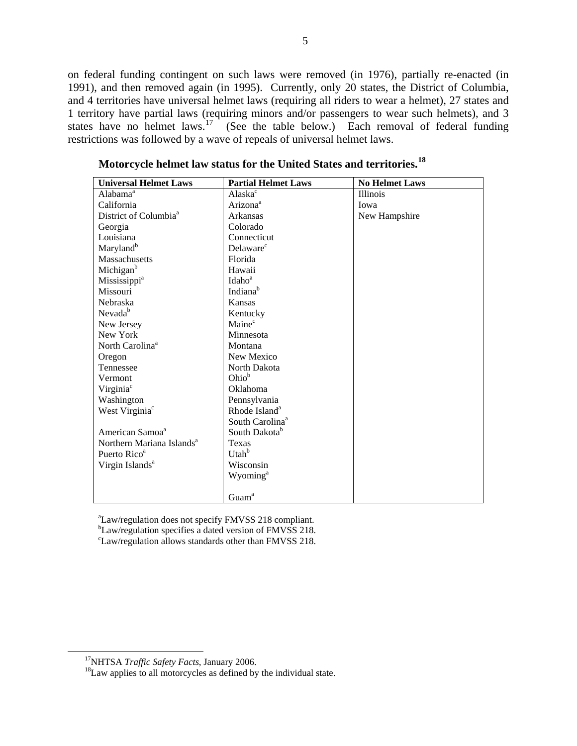on federal funding contingent on such laws were removed (in 1976), partially re-enacted (in 1991), and then removed again (in 1995). Currently, only 20 states, the District of Columbia, and 4 territories have universal helmet laws (requiring all riders to wear a helmet), 27 states and 1 territory have partial laws (requiring minors and/or passengers to wear such helmets), and 3 states have no helmet laws.[17] (See the table below.) Each removal of federal funding restrictions was followed by a wave of repeals of universal helmet laws.

**Motorcycle helmet law status for the United States and territories.[18]**

| Universal Helmet Laws | Partial Helmet Laws | No Helmet Laws |
|---|---|---|
| Alabama[a] | Alaska[c] | Illinois |
| California | Arizona[a] | Iowa |
| District of Columbia[a] | Arkansas | New Hampshire |
| Georgia | Colorado | |
| Louisiana | Connecticut | |
| Maryland[b] | Delaware[c] | |
| Massachusetts | Florida | |
| Michigan[b] | Hawaii | |
| Mississippi[a] | Idaho[a] | |
| Missouri | Indiana[b] | |
| Nebraska | Kansas | |
| Nevada[b] | Kentucky | |
| New Jersey | Maine[c] | |
| New York | Minnesota | |
| North Carolina[a] | Montana | |
| Oregon | New Mexico | |
| Tennessee | North Dakota | |
| Vermont | Ohio[b] | |
| Virginia[c] | Oklahoma | |
| Washington | Pennsylvania | |
| West Virginia[c] | Rhode Island[a] | |
| | South Carolina[a] | |
| American Samoa[a] | South Dakota[b] | |
| Northern Mariana Islands[a] | Texas | |
| Puerto Rico[a] | Utah[b] | |
| Virgin Islands[a] | Wisconsin | |
| | Wyoming[a] | |
| | | |
| | Guam[a] | |

[a]Law/regulation does not specify FMVSS 218 compliant.
[b]Law/regulation specifies a dated version of FMVSS 218.
[c]Law/regulation allows standards other than FMVSS 218.

[17]NHTSA *Traffic Safety Facts*, January 2006.
[18]Law applies to all motorcycles as defined by the individual state.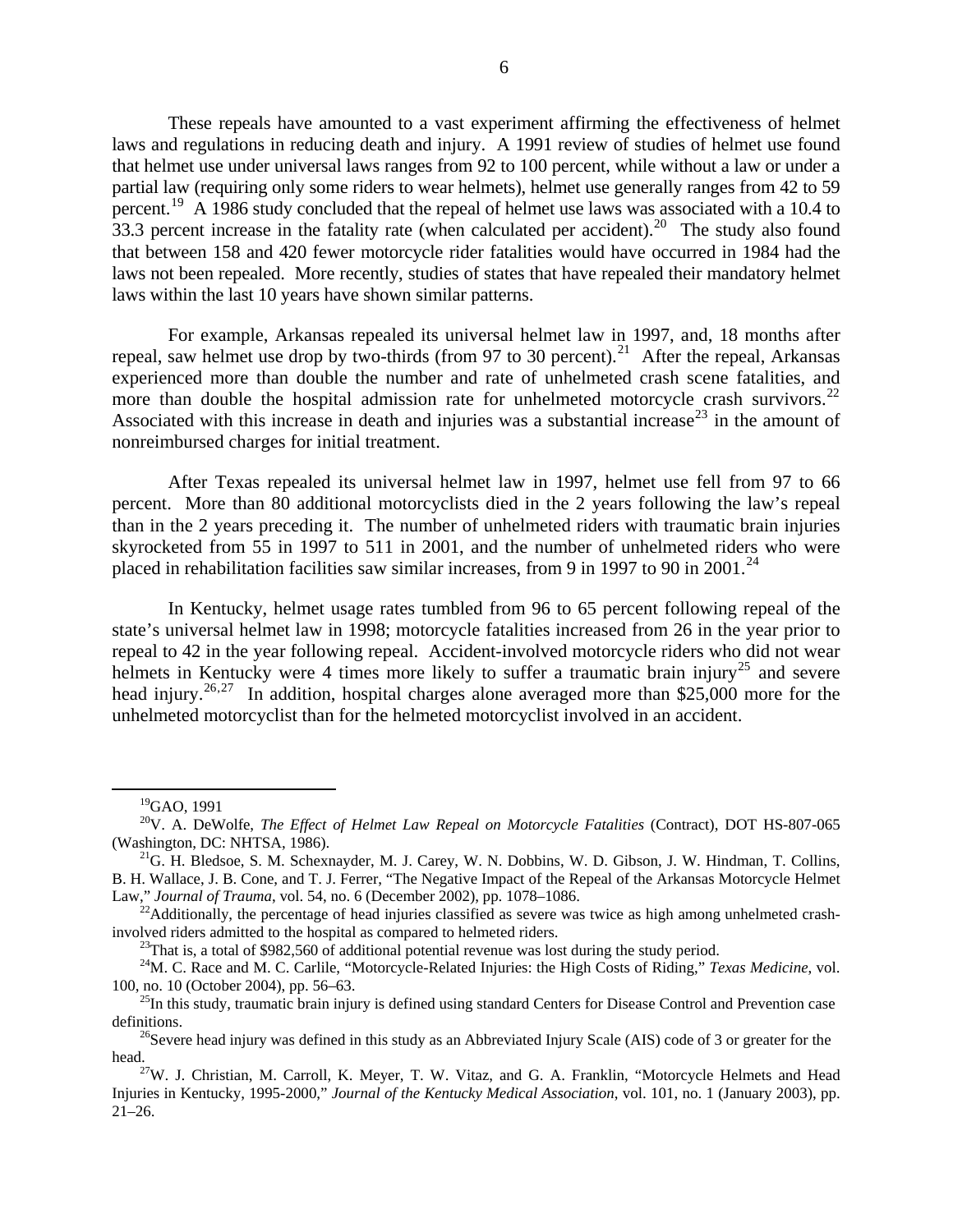These repeals have amounted to a vast experiment affirming the effectiveness of helmet laws and regulations in reducing death and injury. A 1991 review of studies of helmet use found that helmet use under universal laws ranges from 92 to 100 percent, while without a law or under a partial law (requiring only some riders to wear helmets), helmet use generally ranges from 42 to 59 percent.[19] A 1986 study concluded that the repeal of helmet use laws was associated with a 10.4 to 33.3 percent increase in the fatality rate (when calculated per accident).[20] The study also found that between 158 and 420 fewer motorcycle rider fatalities would have occurred in 1984 had the laws not been repealed. More recently, studies of states that have repealed their mandatory helmet laws within the last 10 years have shown similar patterns.

For example, Arkansas repealed its universal helmet law in 1997, and, 18 months after repeal, saw helmet use drop by two-thirds (from 97 to 30 percent).[21] After the repeal, Arkansas experienced more than double the number and rate of unhelmeted crash scene fatalities, and more than double the hospital admission rate for unhelmeted motorcycle crash survivors.[22] Associated with this increase in death and injuries was a substantial increase[23] in the amount of nonreimbursed charges for initial treatment.

After Texas repealed its universal helmet law in 1997, helmet use fell from 97 to 66 percent. More than 80 additional motorcyclists died in the 2 years following the law's repeal than in the 2 years preceding it. The number of unhelmeted riders with traumatic brain injuries skyrocketed from 55 in 1997 to 511 in 2001, and the number of unhelmeted riders who were placed in rehabilitation facilities saw similar increases, from 9 in 1997 to 90 in 2001.[24]

In Kentucky, helmet usage rates tumbled from 96 to 65 percent following repeal of the state's universal helmet law in 1998; motorcycle fatalities increased from 26 in the year prior to repeal to 42 in the year following repeal. Accident-involved motorcycle riders who did not wear helmets in Kentucky were 4 times more likely to suffer a traumatic brain injury[25] and severe head injury.[26,27] In addition, hospital charges alone averaged more than $25,000 more for the unhelmeted motorcyclist than for the helmeted motorcyclist involved in an accident.

---

[19] GAO, 1991

[20] V. A. DeWolfe, *The Effect of Helmet Law Repeal on Motorcycle Fatalities* (Contract), DOT HS-807-065 (Washington, DC: NHTSA, 1986).

[21] G. H. Bledsoe, S. M. Schexnayder, M. J. Carey, W. N. Dobbins, W. D. Gibson, J. W. Hindman, T. Collins, B. H. Wallace, J. B. Cone, and T. J. Ferrer, "The Negative Impact of the Repeal of the Arkansas Motorcycle Helmet Law," *Journal of Trauma*, vol. 54, no. 6 (December 2002), pp. 1078–1086.

[22] Additionally, the percentage of head injuries classified as severe was twice as high among unhelmeted crash-involved riders admitted to the hospital as compared to helmeted riders.

[23] That is, a total of $982,560 of additional potential revenue was lost during the study period.

[24] M. C. Race and M. C. Carlile, "Motorcycle-Related Injuries: the High Costs of Riding," *Texas Medicine*, vol. 100, no. 10 (October 2004), pp. 56–63.

[25] In this study, traumatic brain injury is defined using standard Centers for Disease Control and Prevention case definitions.

[26] Severe head injury was defined in this study as an Abbreviated Injury Scale (AIS) code of 3 or greater for the head.

[27] W. J. Christian, M. Carroll, K. Meyer, T. W. Vitaz, and G. A. Franklin, "Motorcycle Helmets and Head Injuries in Kentucky, 1995-2000," *Journal of the Kentucky Medical Association*, vol. 101, no. 1 (January 2003), pp. 21–26.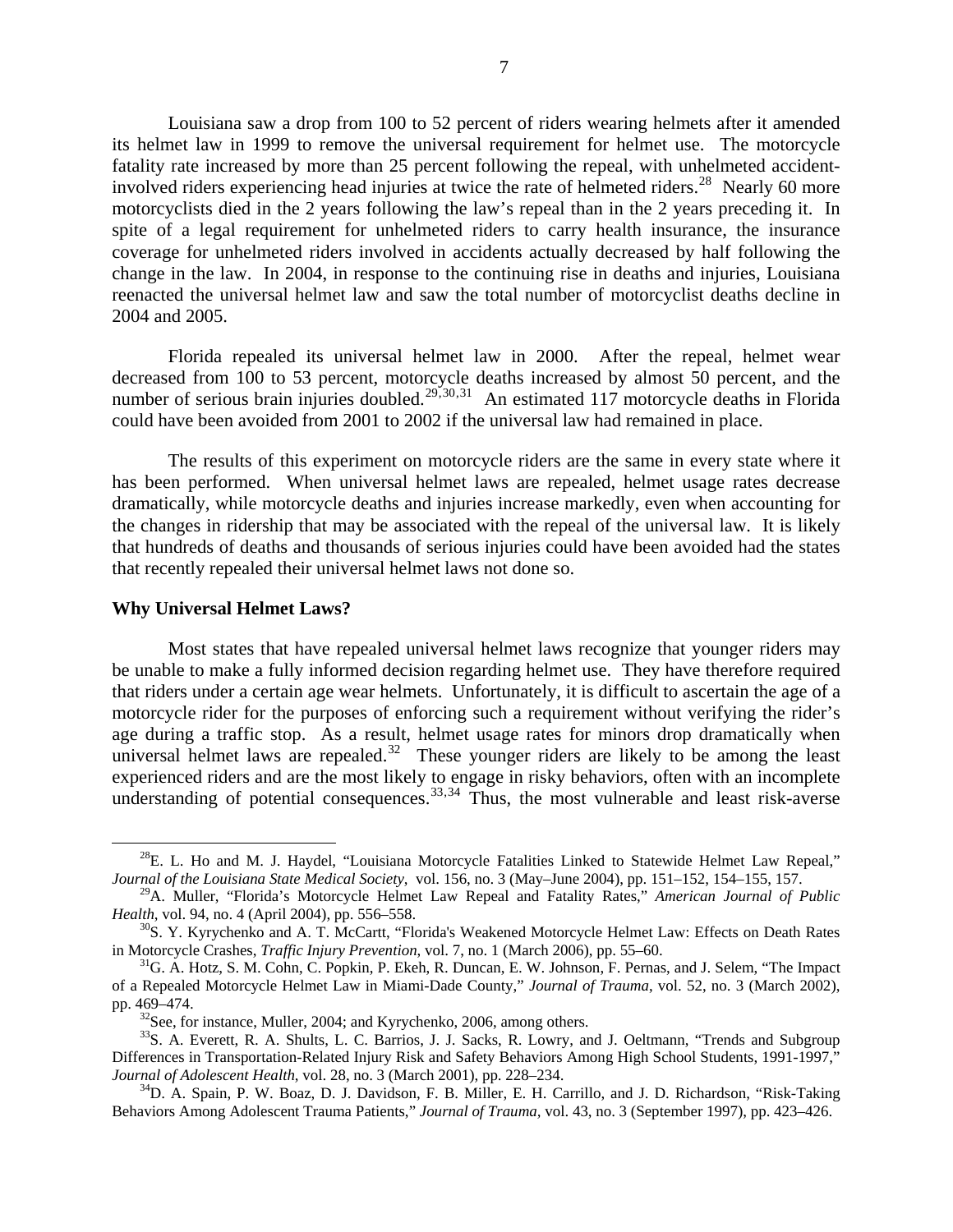Louisiana saw a drop from 100 to 52 percent of riders wearing helmets after it amended its helmet law in 1999 to remove the universal requirement for helmet use. The motorcycle fatality rate increased by more than 25 percent following the repeal, with unhelmeted accident-involved riders experiencing head injuries at twice the rate of helmeted riders.[28] Nearly 60 more motorcyclists died in the 2 years following the law's repeal than in the 2 years preceding it. In spite of a legal requirement for unhelmeted riders to carry health insurance, the insurance coverage for unhelmeted riders involved in accidents actually decreased by half following the change in the law. In 2004, in response to the continuing rise in deaths and injuries, Louisiana reenacted the universal helmet law and saw the total number of motorcyclist deaths decline in 2004 and 2005.

Florida repealed its universal helmet law in 2000. After the repeal, helmet wear decreased from 100 to 53 percent, motorcycle deaths increased by almost 50 percent, and the number of serious brain injuries doubled.[29,30,31] An estimated 117 motorcycle deaths in Florida could have been avoided from 2001 to 2002 if the universal law had remained in place.

The results of this experiment on motorcycle riders are the same in every state where it has been performed. When universal helmet laws are repealed, helmet usage rates decrease dramatically, while motorcycle deaths and injuries increase markedly, even when accounting for the changes in ridership that may be associated with the repeal of the universal law. It is likely that hundreds of deaths and thousands of serious injuries could have been avoided had the states that recently repealed their universal helmet laws not done so.

**Why Universal Helmet Laws?**

Most states that have repealed universal helmet laws recognize that younger riders may be unable to make a fully informed decision regarding helmet use. They have therefore required that riders under a certain age wear helmets. Unfortunately, it is difficult to ascertain the age of a motorcycle rider for the purposes of enforcing such a requirement without verifying the rider's age during a traffic stop. As a result, helmet usage rates for minors drop dramatically when universal helmet laws are repealed.[32] These younger riders are likely to be among the least experienced riders and are the most likely to engage in risky behaviors, often with an incomplete understanding of potential consequences.[33,34] Thus, the most vulnerable and least risk-averse

---

[28]E. L. Ho and M. J. Haydel, "Louisiana Motorcycle Fatalities Linked to Statewide Helmet Law Repeal," *Journal of the Louisiana State Medical Society*, vol. 156, no. 3 (May–June 2004), pp. 151–152, 154–155, 157.

[29]A. Muller, "Florida's Motorcycle Helmet Law Repeal and Fatality Rates," *American Journal of Public Health*, vol. 94, no. 4 (April 2004), pp. 556–558.

[30]S. Y. Kyrychenko and A. T. McCartt, "Florida's Weakened Motorcycle Helmet Law: Effects on Death Rates in Motorcycle Crashes, *Traffic Injury Prevention*, vol. 7, no. 1 (March 2006), pp. 55–60.

[31]G. A. Hotz, S. M. Cohn, C. Popkin, P. Ekeh, R. Duncan, E. W. Johnson, F. Pernas, and J. Selem, "The Impact of a Repealed Motorcycle Helmet Law in Miami-Dade County," *Journal of Trauma*, vol. 52, no. 3 (March 2002), pp. 469–474.

[32]See, for instance, Muller, 2004; and Kyrychenko, 2006, among others.

[33]S. A. Everett, R. A. Shults, L. C. Barrios, J. J. Sacks, R. Lowry, and J. Oeltmann, "Trends and Subgroup Differences in Transportation-Related Injury Risk and Safety Behaviors Among High School Students, 1991-1997," *Journal of Adolescent Health*, vol. 28, no. 3 (March 2001), pp. 228–234.

[34]D. A. Spain, P. W. Boaz, D. J. Davidson, F. B. Miller, E. H. Carrillo, and J. D. Richardson, "Risk-Taking Behaviors Among Adolescent Trauma Patients," *Journal of Trauma*, vol. 43, no. 3 (September 1997), pp. 423–426.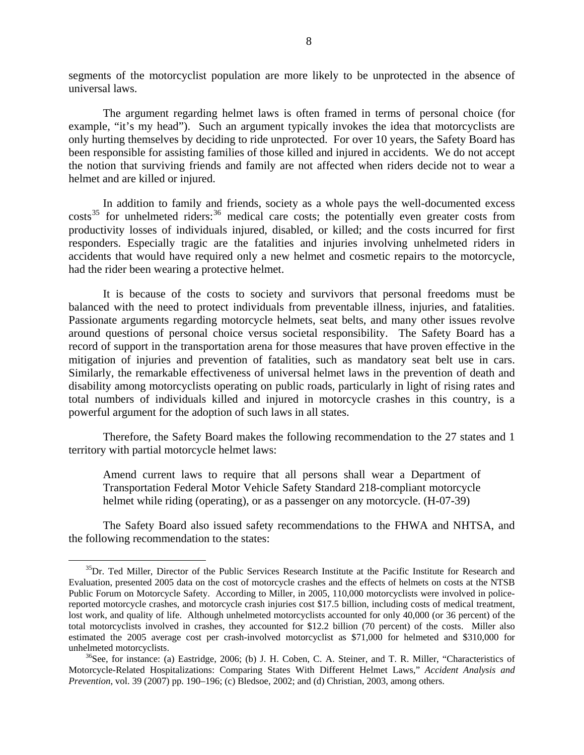segments of the motorcyclist population are more likely to be unprotected in the absence of universal laws.

The argument regarding helmet laws is often framed in terms of personal choice (for example, "it's my head"). Such an argument typically invokes the idea that motorcyclists are only hurting themselves by deciding to ride unprotected. For over 10 years, the Safety Board has been responsible for assisting families of those killed and injured in accidents. We do not accept the notion that surviving friends and family are not affected when riders decide not to wear a helmet and are killed or injured.

In addition to family and friends, society as a whole pays the well-documented excess costs[35] for unhelmeted riders:[36] medical care costs; the potentially even greater costs from productivity losses of individuals injured, disabled, or killed; and the costs incurred for first responders. Especially tragic are the fatalities and injuries involving unhelmeted riders in accidents that would have required only a new helmet and cosmetic repairs to the motorcycle, had the rider been wearing a protective helmet.

It is because of the costs to society and survivors that personal freedoms must be balanced with the need to protect individuals from preventable illness, injuries, and fatalities. Passionate arguments regarding motorcycle helmets, seat belts, and many other issues revolve around questions of personal choice versus societal responsibility. The Safety Board has a record of support in the transportation arena for those measures that have proven effective in the mitigation of injuries and prevention of fatalities, such as mandatory seat belt use in cars. Similarly, the remarkable effectiveness of universal helmet laws in the prevention of death and disability among motorcyclists operating on public roads, particularly in light of rising rates and total numbers of individuals killed and injured in motorcycle crashes in this country, is a powerful argument for the adoption of such laws in all states.

Therefore, the Safety Board makes the following recommendation to the 27 states and 1 territory with partial motorcycle helmet laws:

> Amend current laws to require that all persons shall wear a Department of Transportation Federal Motor Vehicle Safety Standard 218-compliant motorcycle helmet while riding (operating), or as a passenger on any motorcycle. (H-07-39)

The Safety Board also issued safety recommendations to the FHWA and NHTSA, and the following recommendation to the states:

---

[35] Dr. Ted Miller, Director of the Public Services Research Institute at the Pacific Institute for Research and Evaluation, presented 2005 data on the cost of motorcycle crashes and the effects of helmets on costs at the NTSB Public Forum on Motorcycle Safety. According to Miller, in 2005, 110,000 motorcyclists were involved in police-reported motorcycle crashes, and motorcycle crash injuries cost \$17.5 billion, including costs of medical treatment, lost work, and quality of life. Although unhelmeted motorcyclists accounted for only 40,000 (or 36 percent) of the total motorcyclists involved in crashes, they accounted for \$12.2 billion (70 percent) of the costs. Miller also estimated the 2005 average cost per crash-involved motorcyclist as \$71,000 for helmeted and \$310,000 for unhelmeted motorcyclists.

[36] See, for instance: (a) Eastridge, 2006; (b) J. H. Coben, C. A. Steiner, and T. R. Miller, "Characteristics of Motorcycle-Related Hospitalizations: Comparing States With Different Helmet Laws," *Accident Analysis and Prevention*, vol. 39 (2007) pp. 190–196; (c) Bledsoe, 2002; and (d) Christian, 2003, among others.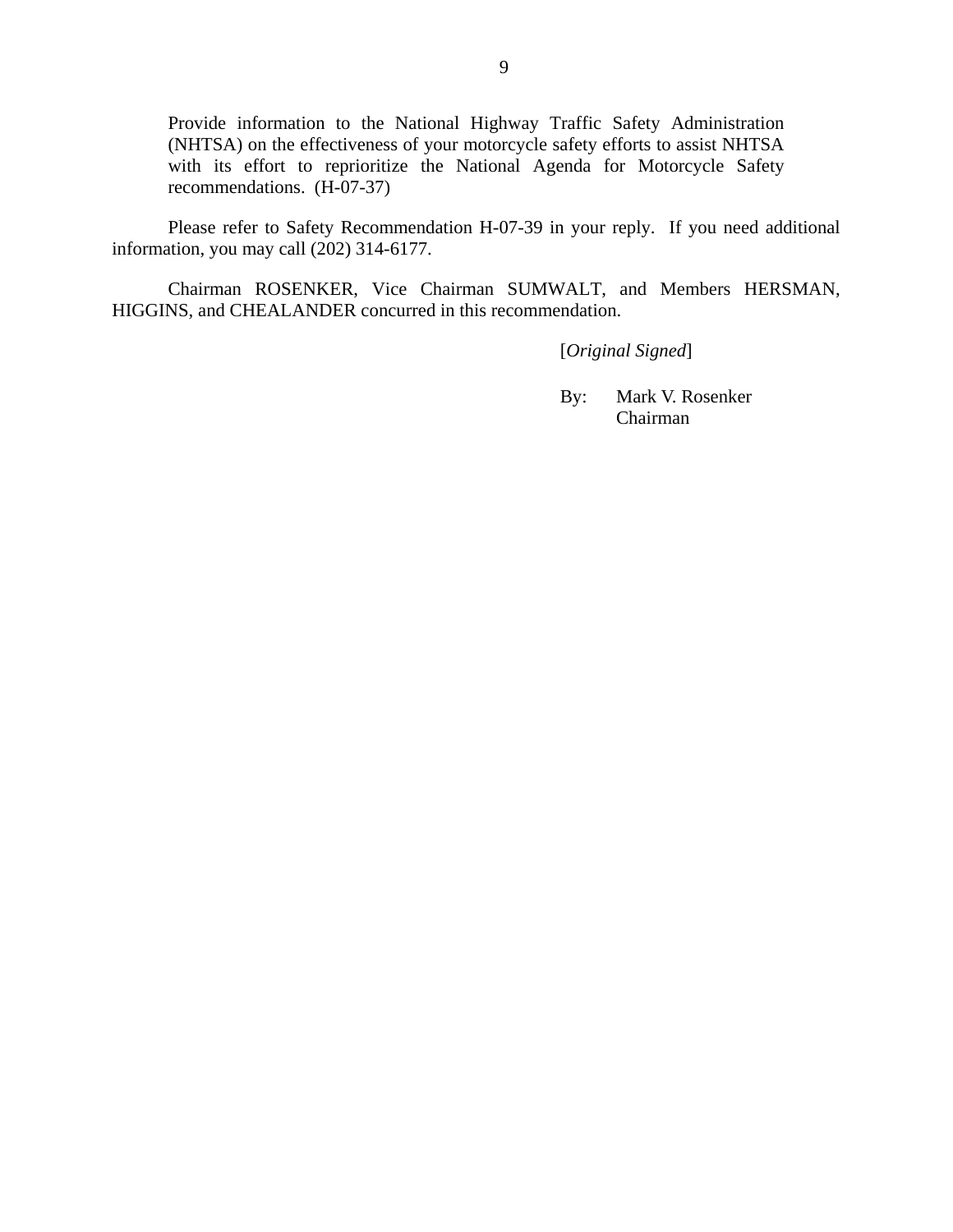> Provide information to the National Highway Traffic Safety Administration (NHTSA) on the effectiveness of your motorcycle safety efforts to assist NHTSA with its effort to reprioritize the National Agenda for Motorcycle Safety recommendations. (H-07-37)

Please refer to Safety Recommendation H-07-39 in your reply. If you need additional information, you may call (202) 314-6177.

Chairman ROSENKER, Vice Chairman SUMWALT, and Members HERSMAN, HIGGINS, and CHEALANDER concurred in this recommendation.

[*Original Signed*]

By: Mark V. Rosenker
Chairman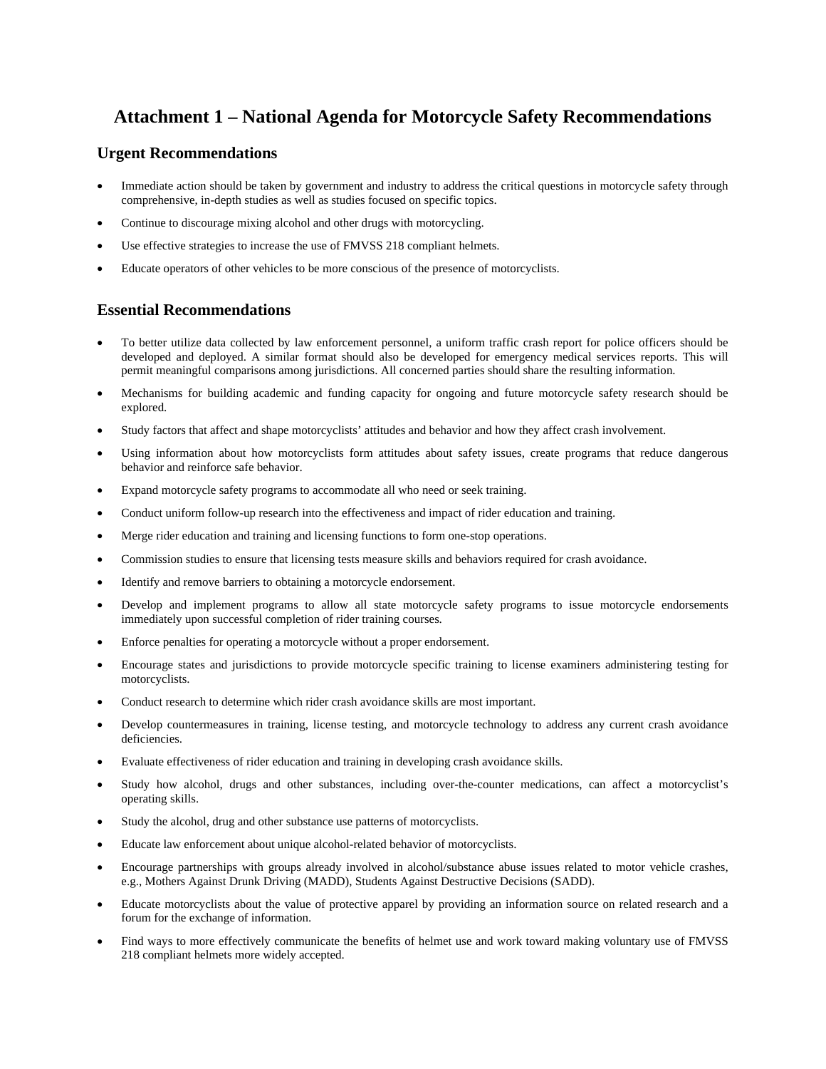# Attachment 1 – National Agenda for Motorcycle Safety Recommendations

## Urgent Recommendations

- Immediate action should be taken by government and industry to address the critical questions in motorcycle safety through comprehensive, in-depth studies as well as studies focused on specific topics.
- Continue to discourage mixing alcohol and other drugs with motorcycling.
- Use effective strategies to increase the use of FMVSS 218 compliant helmets.
- Educate operators of other vehicles to be more conscious of the presence of motorcyclists.

## Essential Recommendations

- To better utilize data collected by law enforcement personnel, a uniform traffic crash report for police officers should be developed and deployed. A similar format should also be developed for emergency medical services reports. This will permit meaningful comparisons among jurisdictions. All concerned parties should share the resulting information.
- Mechanisms for building academic and funding capacity for ongoing and future motorcycle safety research should be explored.
- Study factors that affect and shape motorcyclists' attitudes and behavior and how they affect crash involvement.
- Using information about how motorcyclists form attitudes about safety issues, create programs that reduce dangerous behavior and reinforce safe behavior.
- Expand motorcycle safety programs to accommodate all who need or seek training.
- Conduct uniform follow-up research into the effectiveness and impact of rider education and training.
- Merge rider education and training and licensing functions to form one-stop operations.
- Commission studies to ensure that licensing tests measure skills and behaviors required for crash avoidance.
- Identify and remove barriers to obtaining a motorcycle endorsement.
- Develop and implement programs to allow all state motorcycle safety programs to issue motorcycle endorsements immediately upon successful completion of rider training courses.
- Enforce penalties for operating a motorcycle without a proper endorsement.
- Encourage states and jurisdictions to provide motorcycle specific training to license examiners administering testing for motorcyclists.
- Conduct research to determine which rider crash avoidance skills are most important.
- Develop countermeasures in training, license testing, and motorcycle technology to address any current crash avoidance deficiencies.
- Evaluate effectiveness of rider education and training in developing crash avoidance skills.
- Study how alcohol, drugs and other substances, including over-the-counter medications, can affect a motorcyclist's operating skills.
- Study the alcohol, drug and other substance use patterns of motorcyclists.
- Educate law enforcement about unique alcohol-related behavior of motorcyclists.
- Encourage partnerships with groups already involved in alcohol/substance abuse issues related to motor vehicle crashes, e.g., Mothers Against Drunk Driving (MADD), Students Against Destructive Decisions (SADD).
- Educate motorcyclists about the value of protective apparel by providing an information source on related research and a forum for the exchange of information.
- Find ways to more effectively communicate the benefits of helmet use and work toward making voluntary use of FMVSS 218 compliant helmets more widely accepted.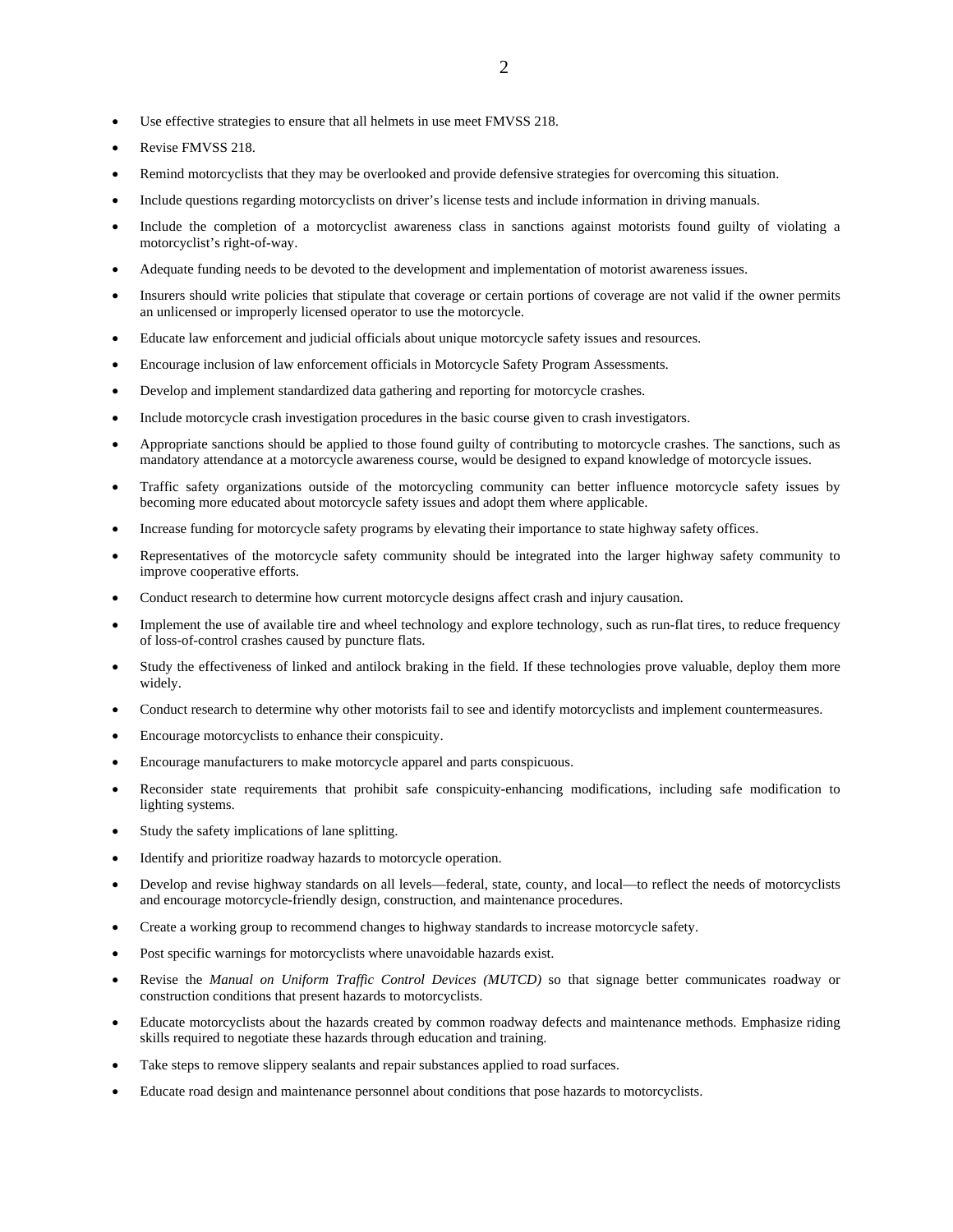- Use effective strategies to ensure that all helmets in use meet FMVSS 218.
- Revise FMVSS 218.
- Remind motorcyclists that they may be overlooked and provide defensive strategies for overcoming this situation.
- Include questions regarding motorcyclists on driver's license tests and include information in driving manuals.
- Include the completion of a motorcyclist awareness class in sanctions against motorists found guilty of violating a motorcyclist's right-of-way.
- Adequate funding needs to be devoted to the development and implementation of motorist awareness issues.
- Insurers should write policies that stipulate that coverage or certain portions of coverage are not valid if the owner permits an unlicensed or improperly licensed operator to use the motorcycle.
- Educate law enforcement and judicial officials about unique motorcycle safety issues and resources.
- Encourage inclusion of law enforcement officials in Motorcycle Safety Program Assessments.
- Develop and implement standardized data gathering and reporting for motorcycle crashes.
- Include motorcycle crash investigation procedures in the basic course given to crash investigators.
- Appropriate sanctions should be applied to those found guilty of contributing to motorcycle crashes. The sanctions, such as mandatory attendance at a motorcycle awareness course, would be designed to expand knowledge of motorcycle issues.
- Traffic safety organizations outside of the motorcycling community can better influence motorcycle safety issues by becoming more educated about motorcycle safety issues and adopt them where applicable.
- Increase funding for motorcycle safety programs by elevating their importance to state highway safety offices.
- Representatives of the motorcycle safety community should be integrated into the larger highway safety community to improve cooperative efforts.
- Conduct research to determine how current motorcycle designs affect crash and injury causation.
- Implement the use of available tire and wheel technology and explore technology, such as run-flat tires, to reduce frequency of loss-of-control crashes caused by puncture flats.
- Study the effectiveness of linked and antilock braking in the field. If these technologies prove valuable, deploy them more widely.
- Conduct research to determine why other motorists fail to see and identify motorcyclists and implement countermeasures.
- Encourage motorcyclists to enhance their conspicuity.
- Encourage manufacturers to make motorcycle apparel and parts conspicuous.
- Reconsider state requirements that prohibit safe conspicuity-enhancing modifications, including safe modification to lighting systems.
- Study the safety implications of lane splitting.
- Identify and prioritize roadway hazards to motorcycle operation.
- Develop and revise highway standards on all levels—federal, state, county, and local—to reflect the needs of motorcyclists and encourage motorcycle-friendly design, construction, and maintenance procedures.
- Create a working group to recommend changes to highway standards to increase motorcycle safety.
- Post specific warnings for motorcyclists where unavoidable hazards exist.
- Revise the *Manual on Uniform Traffic Control Devices (MUTCD)* so that signage better communicates roadway or construction conditions that present hazards to motorcyclists.
- Educate motorcyclists about the hazards created by common roadway defects and maintenance methods. Emphasize riding skills required to negotiate these hazards through education and training.
- Take steps to remove slippery sealants and repair substances applied to road surfaces.
- Educate road design and maintenance personnel about conditions that pose hazards to motorcyclists.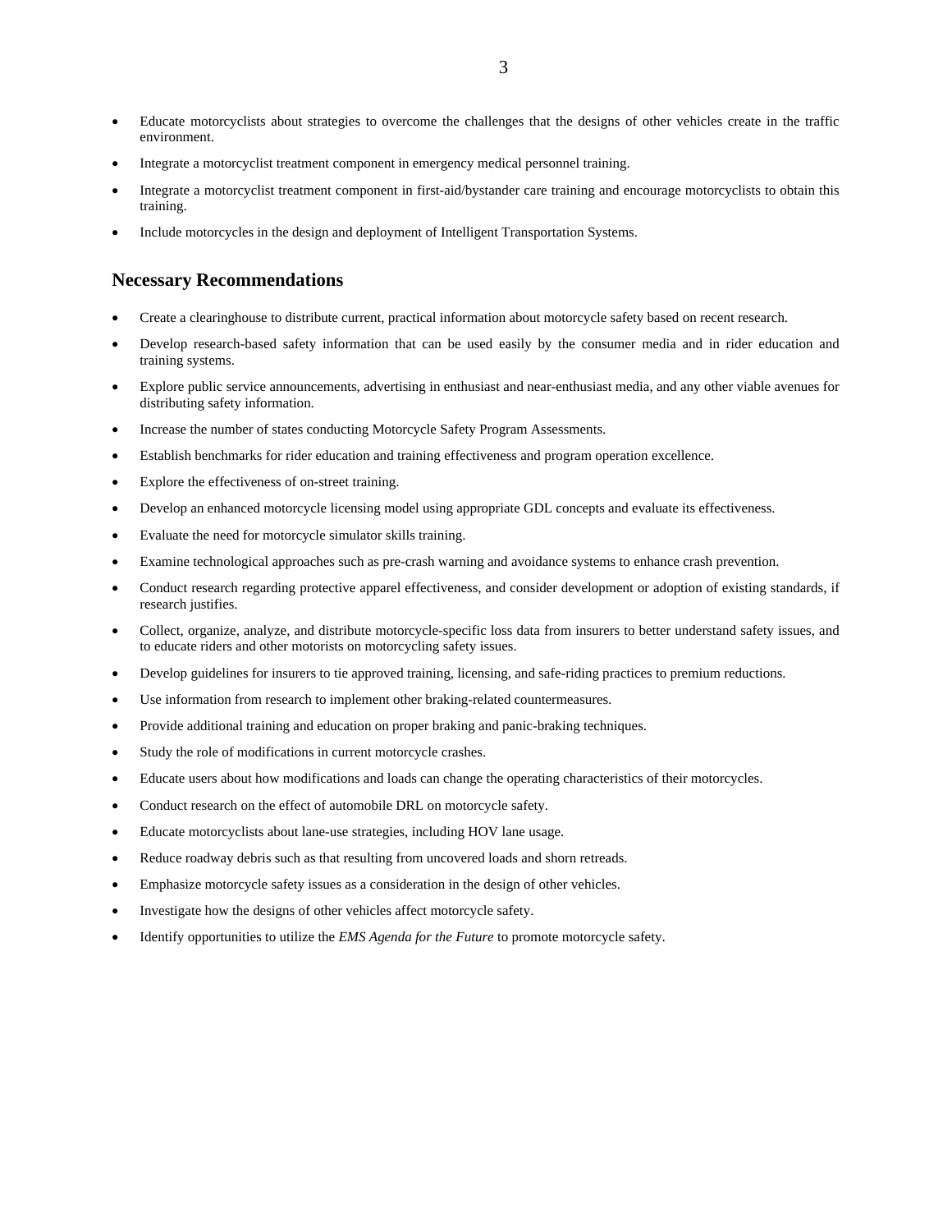- Educate motorcyclists about strategies to overcome the challenges that the designs of other vehicles create in the traffic environment.
- Integrate a motorcyclist treatment component in emergency medical personnel training.
- Integrate a motorcyclist treatment component in first-aid/bystander care training and encourage motorcyclists to obtain this training.
- Include motorcycles in the design and deployment of Intelligent Transportation Systems.

## Necessary Recommendations

- Create a clearinghouse to distribute current, practical information about motorcycle safety based on recent research.
- Develop research-based safety information that can be used easily by the consumer media and in rider education and training systems.
- Explore public service announcements, advertising in enthusiast and near-enthusiast media, and any other viable avenues for distributing safety information.
- Increase the number of states conducting Motorcycle Safety Program Assessments.
- Establish benchmarks for rider education and training effectiveness and program operation excellence.
- Explore the effectiveness of on-street training.
- Develop an enhanced motorcycle licensing model using appropriate GDL concepts and evaluate its effectiveness.
- Evaluate the need for motorcycle simulator skills training.
- Examine technological approaches such as pre-crash warning and avoidance systems to enhance crash prevention.
- Conduct research regarding protective apparel effectiveness, and consider development or adoption of existing standards, if research justifies.
- Collect, organize, analyze, and distribute motorcycle-specific loss data from insurers to better understand safety issues, and to educate riders and other motorists on motorcycling safety issues.
- Develop guidelines for insurers to tie approved training, licensing, and safe-riding practices to premium reductions.
- Use information from research to implement other braking-related countermeasures.
- Provide additional training and education on proper braking and panic-braking techniques.
- Study the role of modifications in current motorcycle crashes.
- Educate users about how modifications and loads can change the operating characteristics of their motorcycles.
- Conduct research on the effect of automobile DRL on motorcycle safety.
- Educate motorcyclists about lane-use strategies, including HOV lane usage.
- Reduce roadway debris such as that resulting from uncovered loads and shorn retreads.
- Emphasize motorcycle safety issues as a consideration in the design of other vehicles.
- Investigate how the designs of other vehicles affect motorcycle safety.
- Identify opportunities to utilize the *EMS Agenda for the Future* to promote motorcycle safety.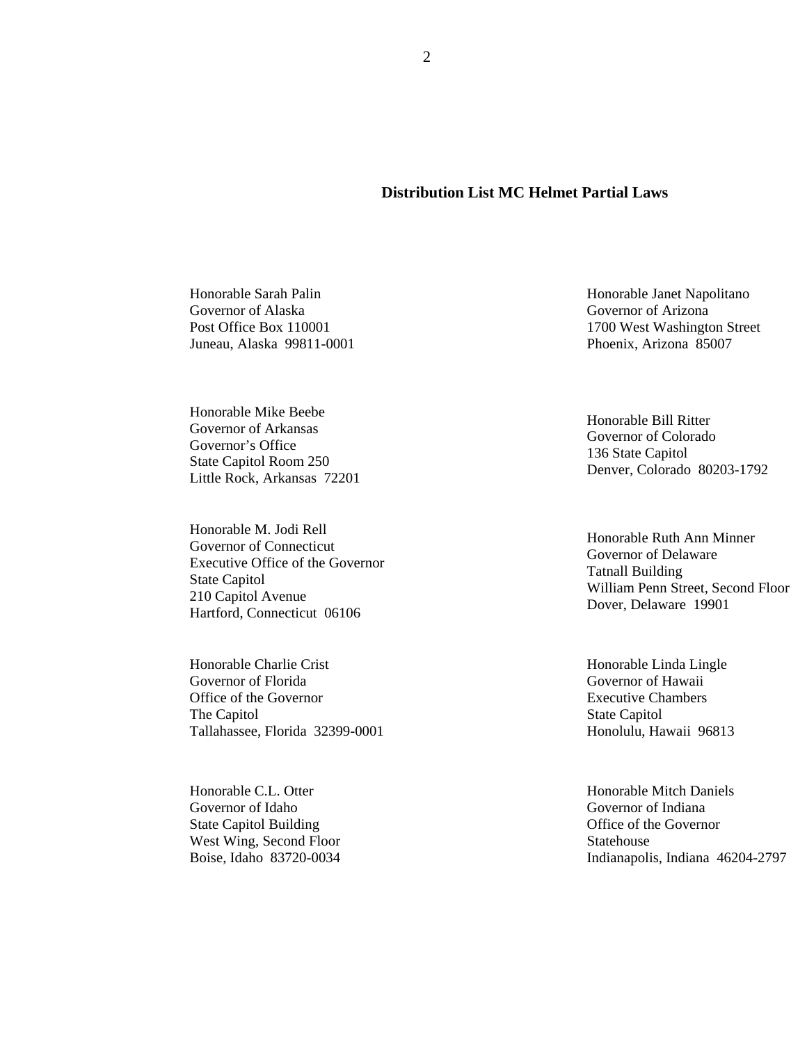**Distribution List MC Helmet Partial Laws**

Honorable Sarah Palin
Governor of Alaska
Post Office Box 110001
Juneau, Alaska 99811-0001

Honorable Janet Napolitano
Governor of Arizona
1700 West Washington Street
Phoenix, Arizona 85007

Honorable Mike Beebe
Governor of Arkansas
Governor's Office
State Capitol Room 250
Little Rock, Arkansas 72201

Honorable Bill Ritter
Governor of Colorado
136 State Capitol
Denver, Colorado 80203-1792

Honorable M. Jodi Rell
Governor of Connecticut
Executive Office of the Governor
State Capitol
210 Capitol Avenue
Hartford, Connecticut 06106

Honorable Ruth Ann Minner
Governor of Delaware
Tatnall Building
William Penn Street, Second Floor
Dover, Delaware 19901

Honorable Charlie Crist
Governor of Florida
Office of the Governor
The Capitol
Tallahassee, Florida 32399-0001

Honorable Linda Lingle
Governor of Hawaii
Executive Chambers
State Capitol
Honolulu, Hawaii 96813

Honorable C.L. Otter
Governor of Idaho
State Capitol Building
West Wing, Second Floor
Boise, Idaho 83720-0034

Honorable Mitch Daniels
Governor of Indiana
Office of the Governor
Statehouse
Indianapolis, Indiana 46204-2797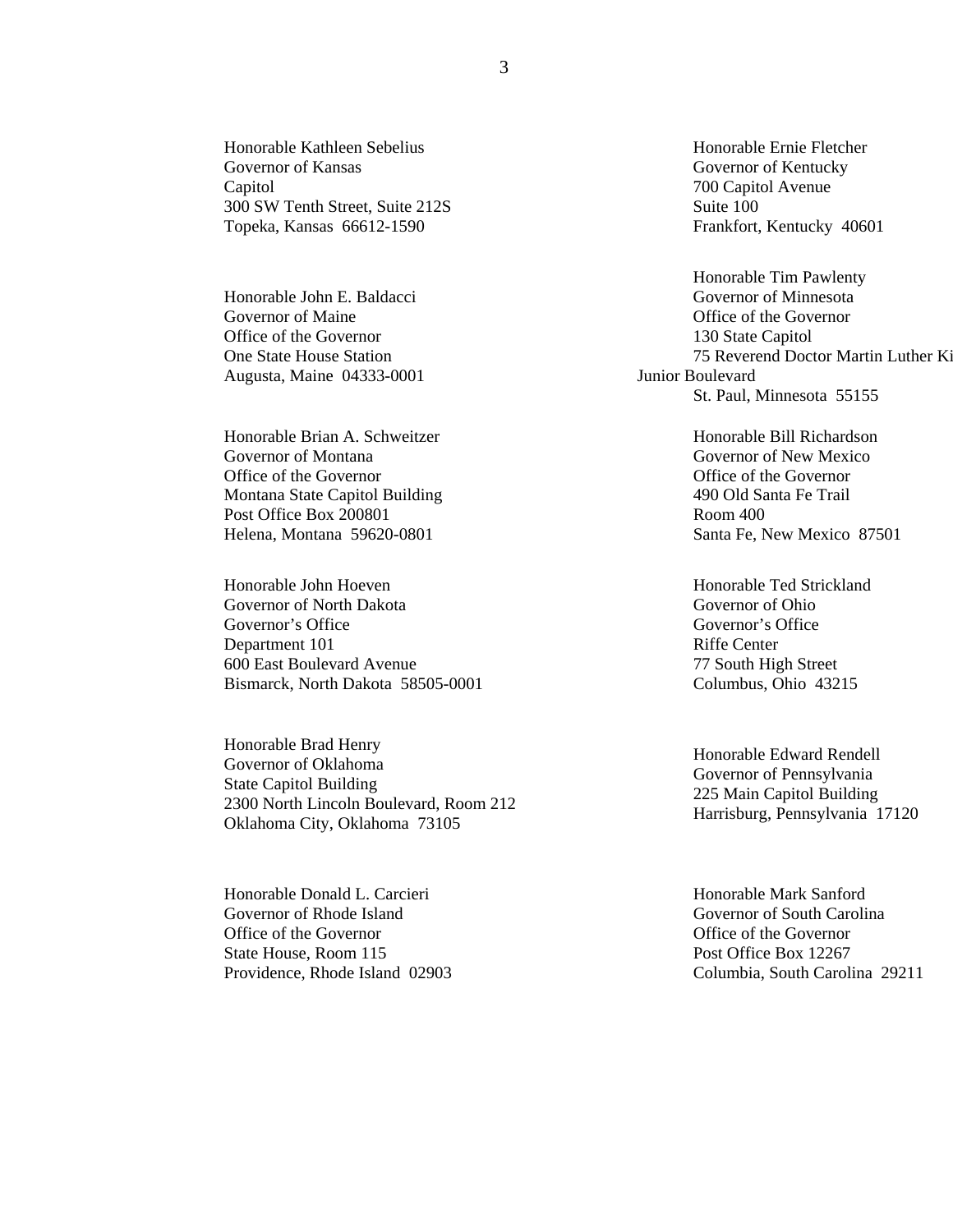Honorable Kathleen Sebelius
Governor of Kansas
Capitol
300 SW Tenth Street, Suite 212S
Topeka, Kansas 66612-1590

Honorable Ernie Fletcher
Governor of Kentucky
700 Capitol Avenue
Suite 100
Frankfort, Kentucky 40601

Honorable John E. Baldacci
Governor of Maine
Office of the Governor
One State House Station
Augusta, Maine 04333-0001

Honorable Tim Pawlenty
Governor of Minnesota
Office of the Governor
130 State Capitol
75 Reverend Doctor Martin Luther Ki
Junior Boulevard
St. Paul, Minnesota 55155

Honorable Brian A. Schweitzer
Governor of Montana
Office of the Governor
Montana State Capitol Building
Post Office Box 200801
Helena, Montana 59620-0801

Honorable Bill Richardson
Governor of New Mexico
Office of the Governor
490 Old Santa Fe Trail
Room 400
Santa Fe, New Mexico 87501

Honorable John Hoeven
Governor of North Dakota
Governor's Office
Department 101
600 East Boulevard Avenue
Bismarck, North Dakota 58505-0001

Honorable Ted Strickland
Governor of Ohio
Governor's Office
Riffe Center
77 South High Street
Columbus, Ohio 43215

Honorable Brad Henry
Governor of Oklahoma
State Capitol Building
2300 North Lincoln Boulevard, Room 212
Oklahoma City, Oklahoma 73105

Honorable Edward Rendell
Governor of Pennsylvania
225 Main Capitol Building
Harrisburg, Pennsylvania 17120

Honorable Donald L. Carcieri
Governor of Rhode Island
Office of the Governor
State House, Room 115
Providence, Rhode Island 02903

Honorable Mark Sanford
Governor of South Carolina
Office of the Governor
Post Office Box 12267
Columbia, South Carolina 29211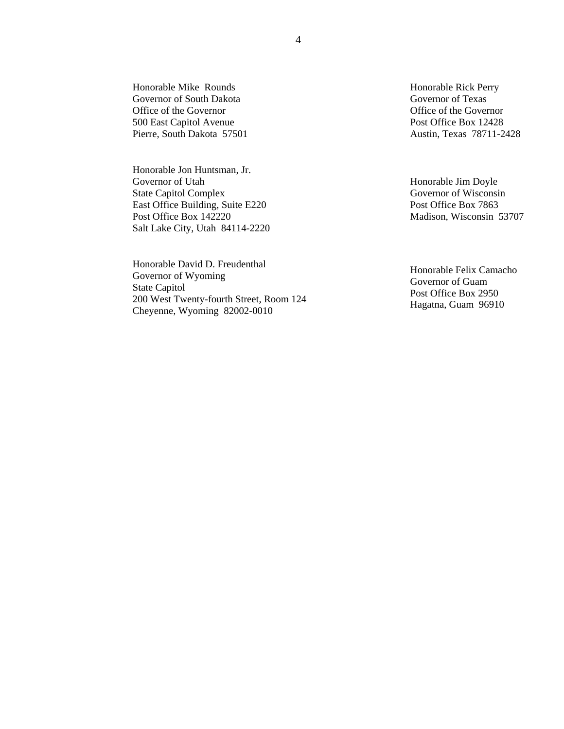Honorable Mike Rounds
Governor of South Dakota
Office of the Governor
500 East Capitol Avenue
Pierre, South Dakota 57501

Honorable Jon Huntsman, Jr.
Governor of Utah
State Capitol Complex
East Office Building, Suite E220
Post Office Box 142220
Salt Lake City, Utah 84114-2220

Honorable David D. Freudenthal
Governor of Wyoming
State Capitol
200 West Twenty-fourth Street, Room 124
Cheyenne, Wyoming 82002-0010

Honorable Rick Perry
Governor of Texas
Office of the Governor
Post Office Box 12428
Austin, Texas 78711-2428

Honorable Jim Doyle
Governor of Wisconsin
Post Office Box 7863
Madison, Wisconsin 53707

Honorable Felix Camacho
Governor of Guam
Post Office Box 2950
Hagatna, Guam 96910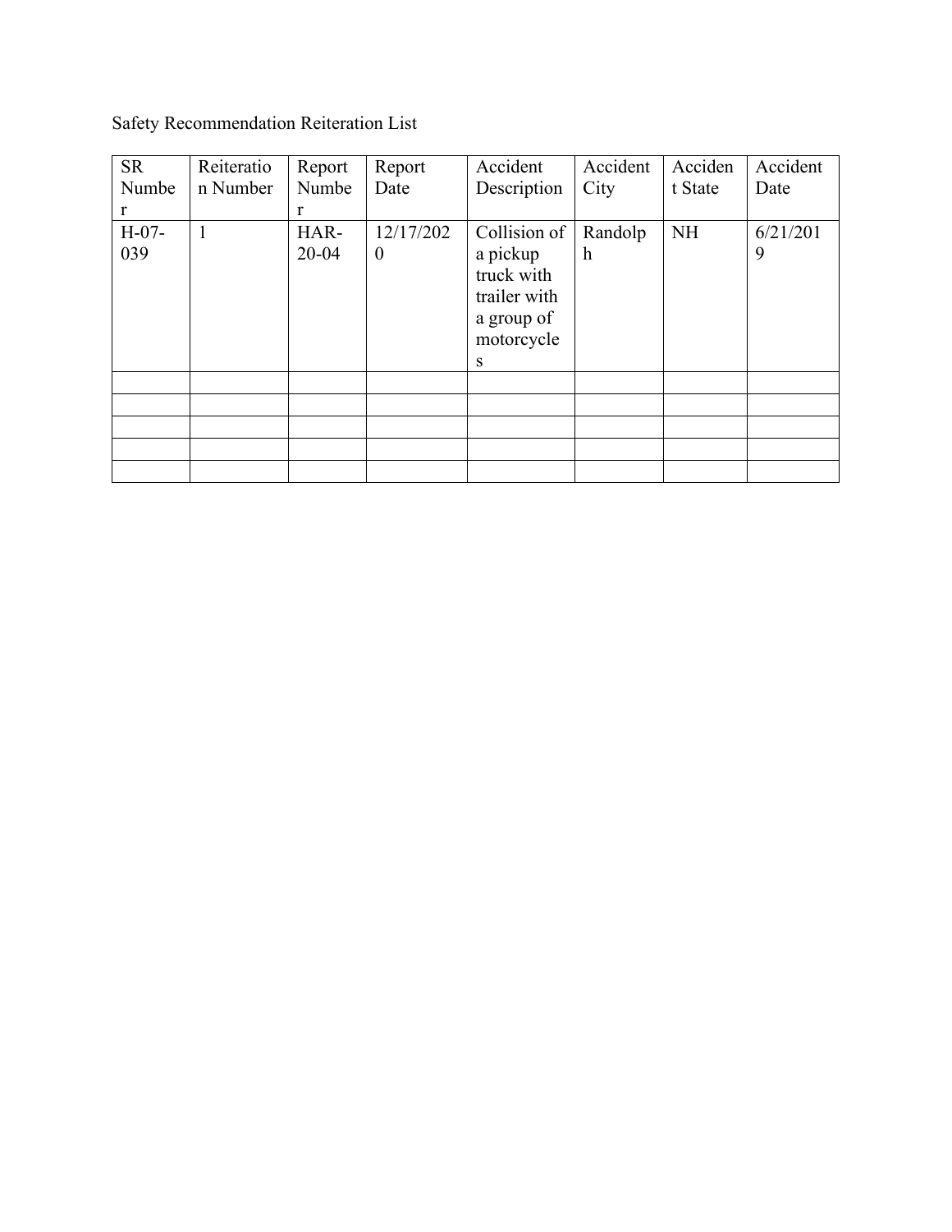Safety Recommendation Reiteration List

| SR Number | Reiteration Number | Report Number | Report Date | Accident Description | Accident City | Accident State | Accident Date |
|---|---|---|---|---|---|---|---|
| H-07-039 | 1 | HAR-20-04 | 12/17/2020 | Collision of a pickup truck with trailer with a group of motorcycles | Randolph | NH | 6/21/2019 |
| | | | | | | | |
| | | | | | | | |
| | | | | | | | |
| | | | | | | | |
| | | | | | | | |